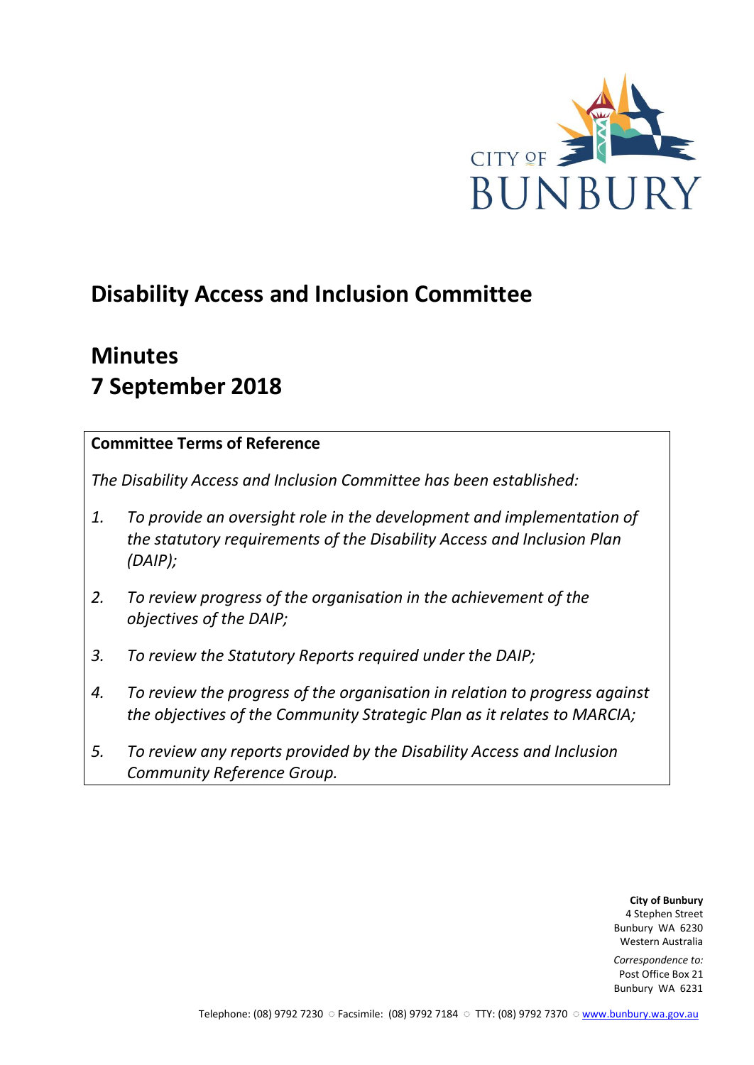CITY OF BUNBURY

# Disability Access and Inclusion Committee

# Minutes
# 7 September 2018

**Committee Terms of Reference**

*The Disability Access and Inclusion Committee has been established:*

1. *To provide an oversight role in the development and implementation of the statutory requirements of the Disability Access and Inclusion Plan (DAIP);*
2. *To review progress of the organisation in the achievement of the objectives of the DAIP;*
3. *To review the Statutory Reports required under the DAIP;*
4. *To review the progress of the organisation in relation to progress against the objectives of the Community Strategic Plan as it relates to MARCIA;*
5. *To review any reports provided by the Disability Access and Inclusion Community Reference Group.*

**City of Bunbury**
4 Stephen Street
Bunbury WA 6230
Western Australia

*Correspondence to:*
Post Office Box 21
Bunbury WA 6231

Telephone: (08) 9792 7230 ○ Facsimile: (08) 9792 7184 ○ TTY: (08) 9792 7370 ○ www.bunbury.wa.gov.au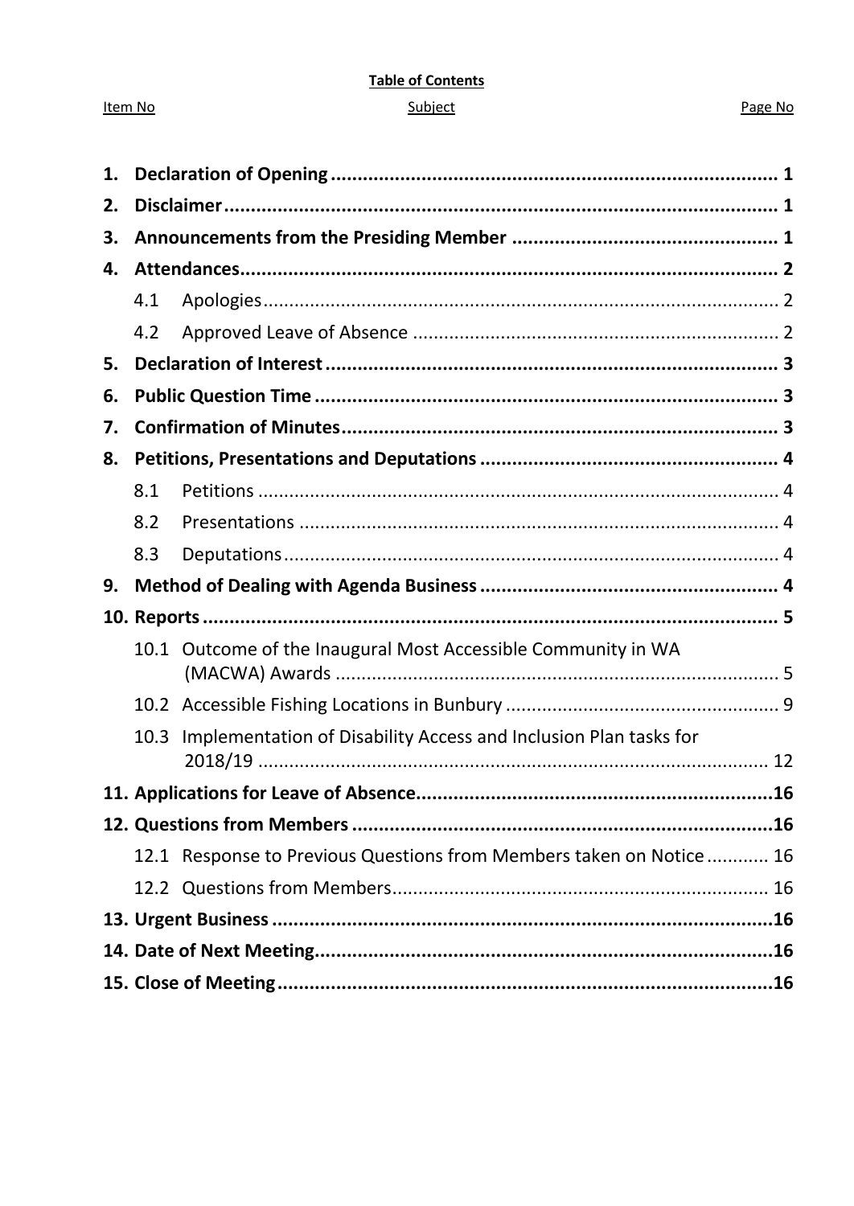**Table of Contents**

| Item No | Subject | Page No |
| --- | --- | --- |
| **1.** | **Declaration of Opening** | **1** |
| **2.** | **Disclaimer** | **1** |
| **3.** | **Announcements from the Presiding Member** | **1** |
| **4.** | **Attendances** | **2** |
| 4.1 | Apologies | 2 |
| 4.2 | Approved Leave of Absence | 2 |
| **5.** | **Declaration of Interest** | **3** |
| **6.** | **Public Question Time** | **3** |
| **7.** | **Confirmation of Minutes** | **3** |
| **8.** | **Petitions, Presentations and Deputations** | **4** |
| 8.1 | Petitions | 4 |
| 8.2 | Presentations | 4 |
| 8.3 | Deputations | 4 |
| **9.** | **Method of Dealing with Agenda Business** | **4** |
| **10.** | **Reports** | **5** |
| 10.1 | Outcome of the Inaugural Most Accessible Community in WA (MACWA) Awards | 5 |
| 10.2 | Accessible Fishing Locations in Bunbury | 9 |
| 10.3 | Implementation of Disability Access and Inclusion Plan tasks for 2018/19 | 12 |
| **11.** | **Applications for Leave of Absence** | **16** |
| **12.** | **Questions from Members** | **16** |
| 12.1 | Response to Previous Questions from Members taken on Notice | 16 |
| 12.2 | Questions from Members | 16 |
| **13.** | **Urgent Business** | **16** |
| **14.** | **Date of Next Meeting** | **16** |
| **15.** | **Close of Meeting** | **16** |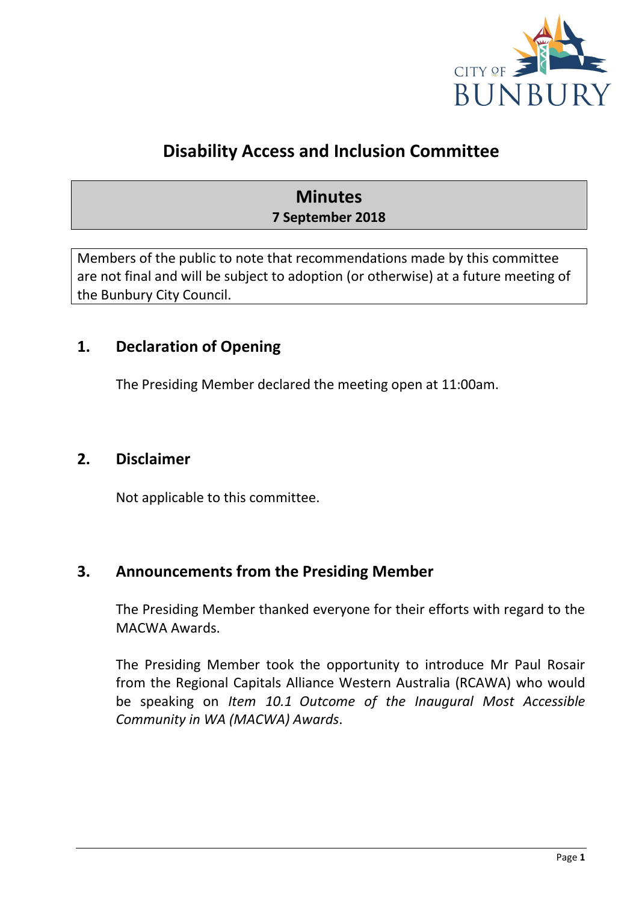# Disability Access and Inclusion Committee

## Minutes
**7 September 2018**

Members of the public to note that recommendations made by this committee are not final and will be subject to adoption (or otherwise) at a future meeting of the Bunbury City Council.

## 1. Declaration of Opening

The Presiding Member declared the meeting open at 11:00am.

## 2. Disclaimer

Not applicable to this committee.

## 3. Announcements from the Presiding Member

The Presiding Member thanked everyone for their efforts with regard to the MACWA Awards.

The Presiding Member took the opportunity to introduce Mr Paul Rosair from the Regional Capitals Alliance Western Australia (RCAWA) who would be speaking on *Item 10.1 Outcome of the Inaugural Most Accessible Community in WA (MACWA) Awards*.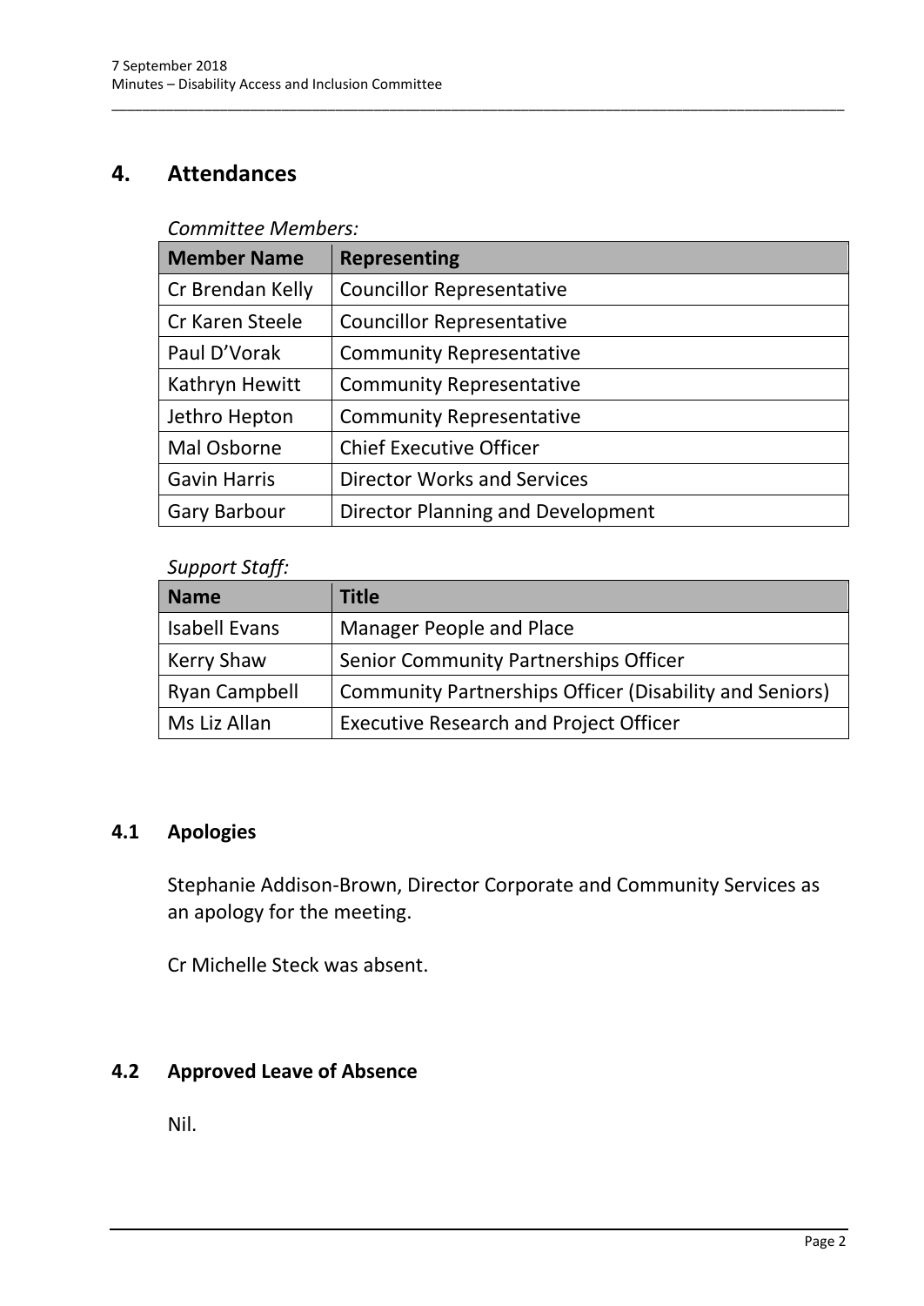# 4. Attendances

*Committee Members:*

| Member Name | Representing |
| --- | --- |
| Cr Brendan Kelly | Councillor Representative |
| Cr Karen Steele | Councillor Representative |
| Paul D'Vorak | Community Representative |
| Kathryn Hewitt | Community Representative |
| Jethro Hepton | Community Representative |
| Mal Osborne | Chief Executive Officer |
| Gavin Harris | Director Works and Services |
| Gary Barbour | Director Planning and Development |

*Support Staff:*

| Name | Title |
| --- | --- |
| Isabell Evans | Manager People and Place |
| Kerry Shaw | Senior Community Partnerships Officer |
| Ryan Campbell | Community Partnerships Officer (Disability and Seniors) |
| Ms Liz Allan | Executive Research and Project Officer |

## 4.1 Apologies

Stephanie Addison-Brown, Director Corporate and Community Services as an apology for the meeting.

Cr Michelle Steck was absent.

## 4.2 Approved Leave of Absence

Nil.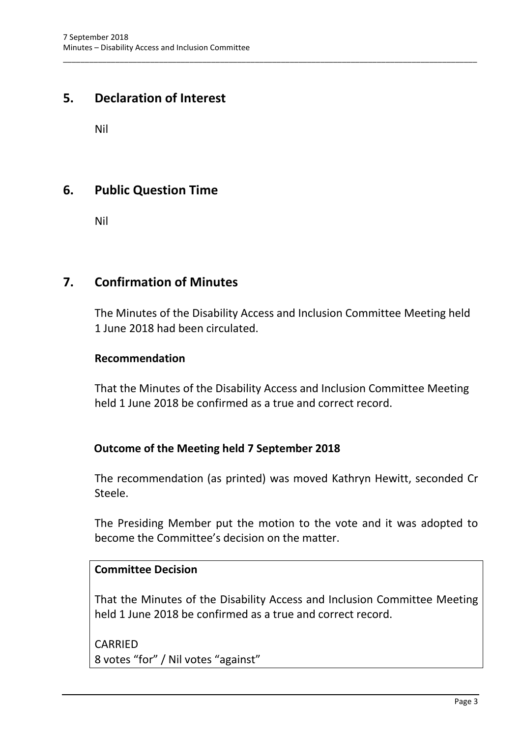## 5. Declaration of Interest

Nil

## 6. Public Question Time

Nil

## 7. Confirmation of Minutes

The Minutes of the Disability Access and Inclusion Committee Meeting held 1 June 2018 had been circulated.

**Recommendation**

That the Minutes of the Disability Access and Inclusion Committee Meeting held 1 June 2018 be confirmed as a true and correct record.

**Outcome of the Meeting held 7 September 2018**

The recommendation (as printed) was moved Kathryn Hewitt, seconded Cr Steele.

The Presiding Member put the motion to the vote and it was adopted to become the Committee's decision on the matter.

**Committee Decision**

That the Minutes of the Disability Access and Inclusion Committee Meeting held 1 June 2018 be confirmed as a true and correct record.

CARRIED
8 votes "for" / Nil votes "against"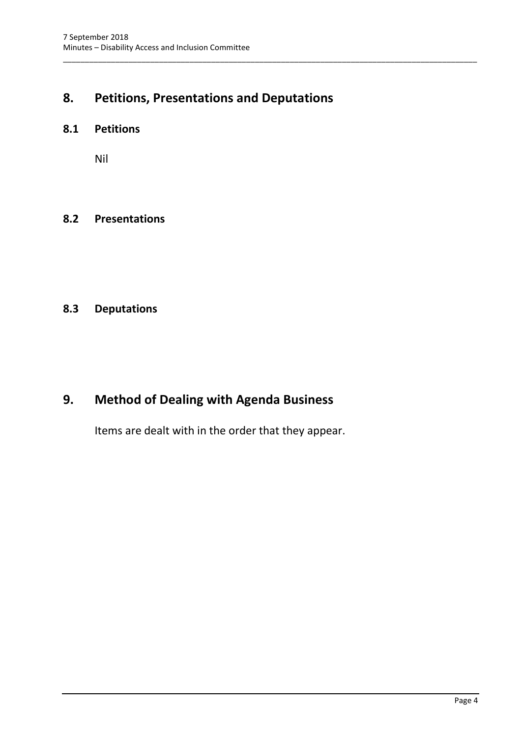# 8. Petitions, Presentations and Deputations

## 8.1 Petitions

Nil

## 8.2 Presentations

## 8.3 Deputations

# 9. Method of Dealing with Agenda Business

Items are dealt with in the order that they appear.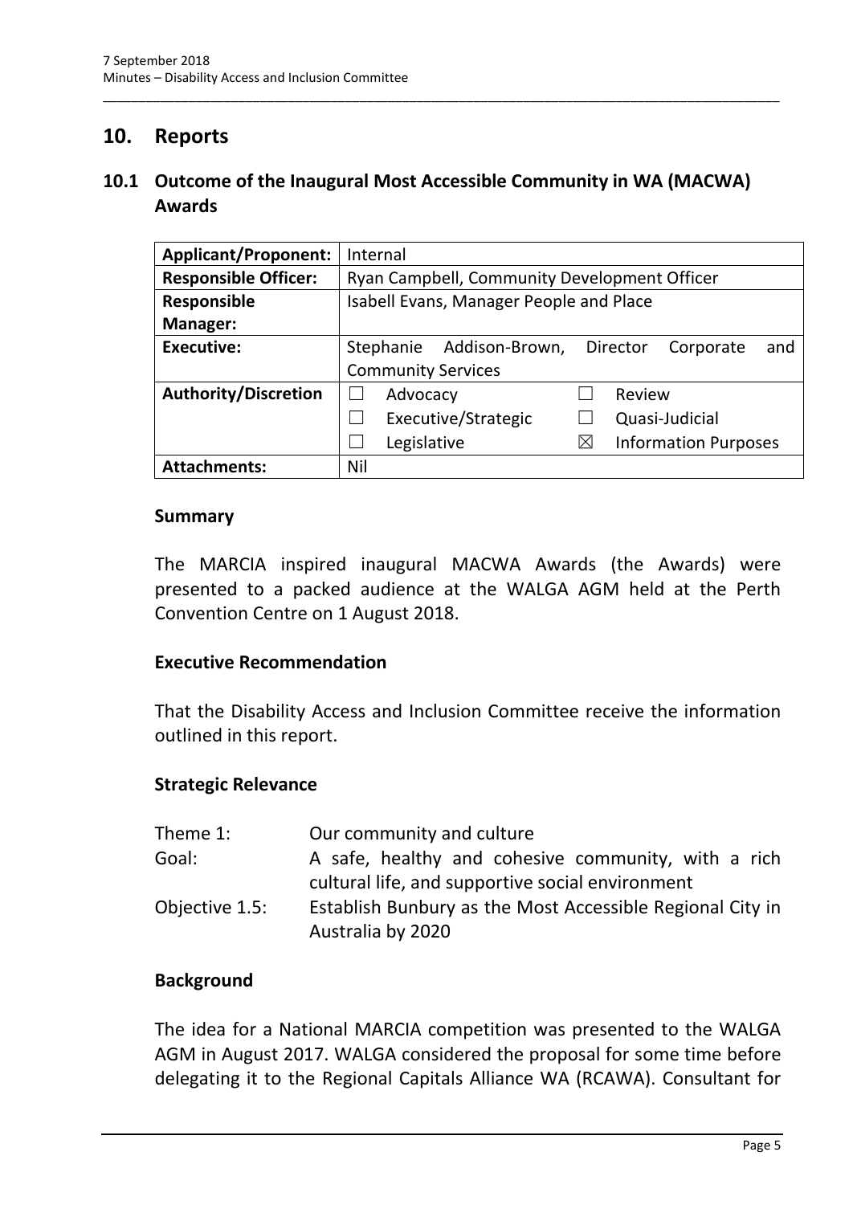## 10. Reports

### 10.1 Outcome of the Inaugural Most Accessible Community in WA (MACWA) Awards

| Applicant/Proponent: | Internal | | | |
|---|---|---|---|---|
| Responsible Officer: | Ryan Campbell, Community Development Officer | | | |
| Responsible Manager: | Isabell Evans, Manager People and Place | | | |
| Executive: | Stephanie Addison-Brown, Director Corporate and Community Services | | | |
| Authority/Discretion | ☐ | Advocacy | ☐ | Review |
| | ☐ | Executive/Strategic | ☐ | Quasi-Judicial |
| | ☐ | Legislative | ☒ | Information Purposes |
| Attachments: | Nil | | | |

**Summary**

The MARCIA inspired inaugural MACWA Awards (the Awards) were presented to a packed audience at the WALGA AGM held at the Perth Convention Centre on 1 August 2018.

**Executive Recommendation**

That the Disability Access and Inclusion Committee receive the information outlined in this report.

**Strategic Relevance**

| | |
|---|---|
| Theme 1: | Our community and culture |
| Goal: | A safe, healthy and cohesive community, with a rich cultural life, and supportive social environment |
| Objective 1.5: | Establish Bunbury as the Most Accessible Regional City in Australia by 2020 |

**Background**

The idea for a National MARCIA competition was presented to the WALGA AGM in August 2017. WALGA considered the proposal for some time before delegating it to the Regional Capitals Alliance WA (RCAWA). Consultant for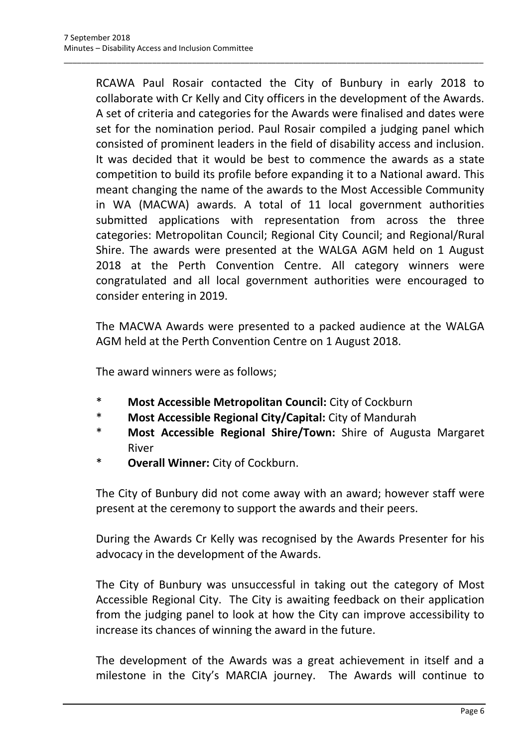RCAWA Paul Rosair contacted the City of Bunbury in early 2018 to collaborate with Cr Kelly and City officers in the development of the Awards. A set of criteria and categories for the Awards were finalised and dates were set for the nomination period. Paul Rosair compiled a judging panel which consisted of prominent leaders in the field of disability access and inclusion. It was decided that it would be best to commence the awards as a state competition to build its profile before expanding it to a National award. This meant changing the name of the awards to the Most Accessible Community in WA (MACWA) awards. A total of 11 local government authorities submitted applications with representation from across the three categories: Metropolitan Council; Regional City Council; and Regional/Rural Shire. The awards were presented at the WALGA AGM held on 1 August 2018 at the Perth Convention Centre. All category winners were congratulated and all local government authorities were encouraged to consider entering in 2019.

The MACWA Awards were presented to a packed audience at the WALGA AGM held at the Perth Convention Centre on 1 August 2018.

The award winners were as follows;

* **Most Accessible Metropolitan Council:** City of Cockburn
* **Most Accessible Regional City/Capital:** City of Mandurah
* **Most Accessible Regional Shire/Town:** Shire of Augusta Margaret River
* **Overall Winner:** City of Cockburn.

The City of Bunbury did not come away with an award; however staff were present at the ceremony to support the awards and their peers.

During the Awards Cr Kelly was recognised by the Awards Presenter for his advocacy in the development of the Awards.

The City of Bunbury was unsuccessful in taking out the category of Most Accessible Regional City. The City is awaiting feedback on their application from the judging panel to look at how the City can improve accessibility to increase its chances of winning the award in the future.

The development of the Awards was a great achievement in itself and a milestone in the City's MARCIA journey. The Awards will continue to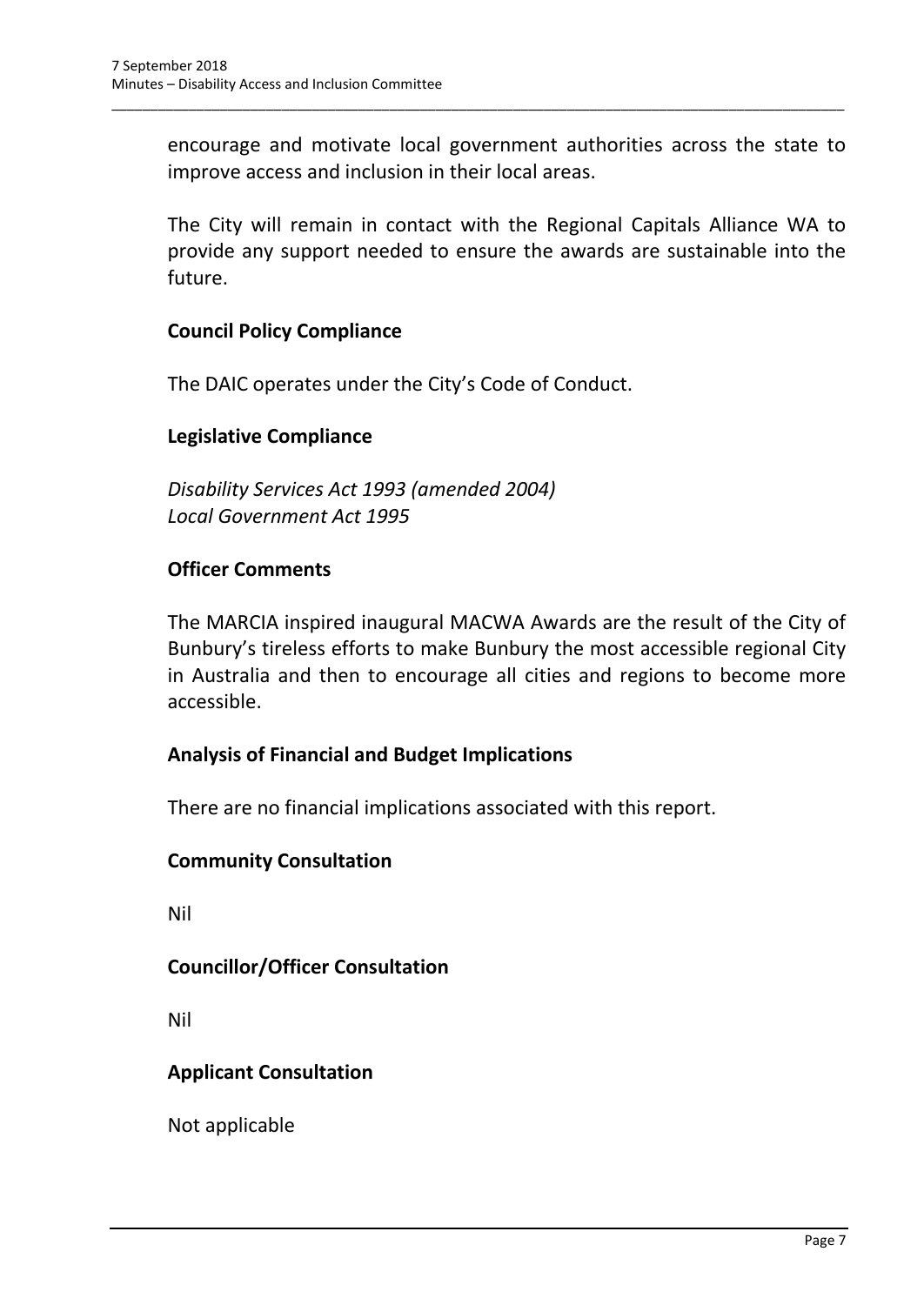encourage and motivate local government authorities across the state to improve access and inclusion in their local areas.

The City will remain in contact with the Regional Capitals Alliance WA to provide any support needed to ensure the awards are sustainable into the future.

**Council Policy Compliance**

The DAIC operates under the City's Code of Conduct.

**Legislative Compliance**

*Disability Services Act 1993 (amended 2004)*
*Local Government Act 1995*

**Officer Comments**

The MARCIA inspired inaugural MACWA Awards are the result of the City of Bunbury's tireless efforts to make Bunbury the most accessible regional City in Australia and then to encourage all cities and regions to become more accessible.

**Analysis of Financial and Budget Implications**

There are no financial implications associated with this report.

**Community Consultation**

Nil

**Councillor/Officer Consultation**

Nil

**Applicant Consultation**

Not applicable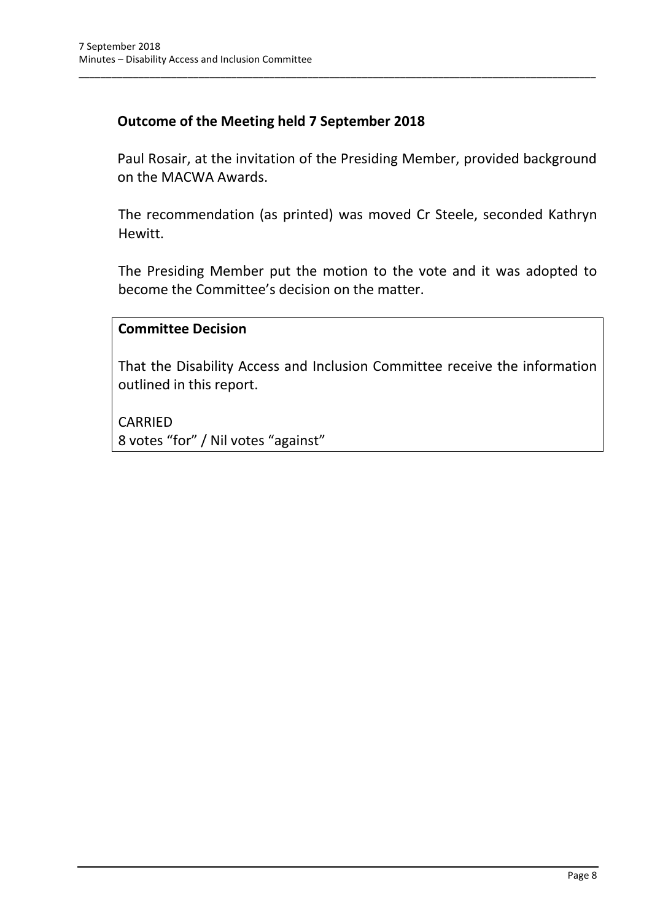### Outcome of the Meeting held 7 September 2018

Paul Rosair, at the invitation of the Presiding Member, provided background on the MACWA Awards.

The recommendation (as printed) was moved Cr Steele, seconded Kathryn Hewitt.

The Presiding Member put the motion to the vote and it was adopted to become the Committee's decision on the matter.

**Committee Decision**

That the Disability Access and Inclusion Committee receive the information outlined in this report.

CARRIED
8 votes "for" / Nil votes "against"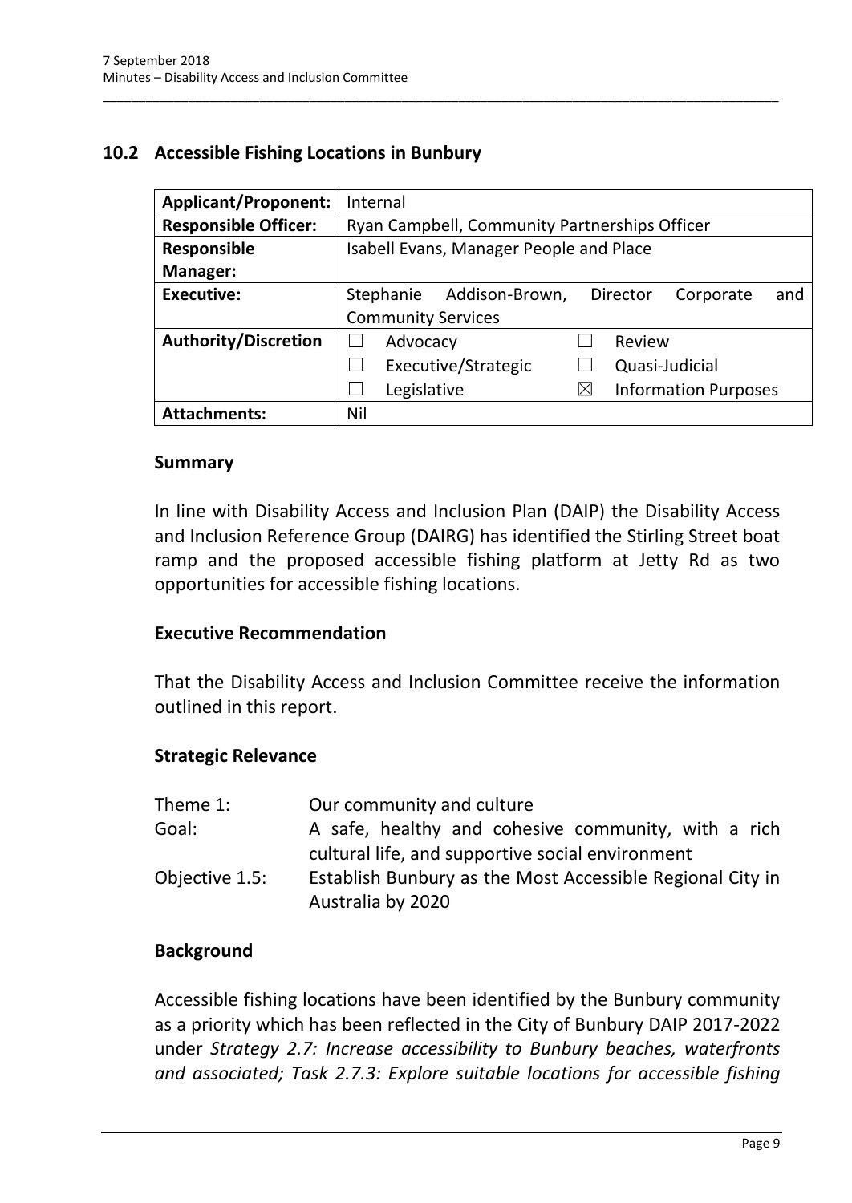## 10.2 Accessible Fishing Locations in Bunbury

| **Applicant/Proponent:** | Internal |
|---|---|
| **Responsible Officer:** | Ryan Campbell, Community Partnerships Officer |
| **Responsible Manager:** | Isabell Evans, Manager People and Place |
| **Executive:** | Stephanie Addison-Brown, Director Corporate and Community Services |
| **Authority/Discretion** | ☐ Advocacy ☐ Review<br>☐ Executive/Strategic ☐ Quasi-Judicial<br>☐ Legislative ☒ Information Purposes |
| **Attachments:** | Nil |

### Summary

In line with Disability Access and Inclusion Plan (DAIP) the Disability Access and Inclusion Reference Group (DAIRG) has identified the Stirling Street boat ramp and the proposed accessible fishing platform at Jetty Rd as two opportunities for accessible fishing locations.

### Executive Recommendation

That the Disability Access and Inclusion Committee receive the information outlined in this report.

### Strategic Relevance

| | |
|---|---|
| Theme 1: | Our community and culture |
| Goal: | A safe, healthy and cohesive community, with a rich cultural life, and supportive social environment |
| Objective 1.5: | Establish Bunbury as the Most Accessible Regional City in Australia by 2020 |

### Background

Accessible fishing locations have been identified by the Bunbury community as a priority which has been reflected in the City of Bunbury DAIP 2017-2022 under *Strategy 2.7: Increase accessibility to Bunbury beaches, waterfronts and associated; Task 2.7.3: Explore suitable locations for accessible fishing*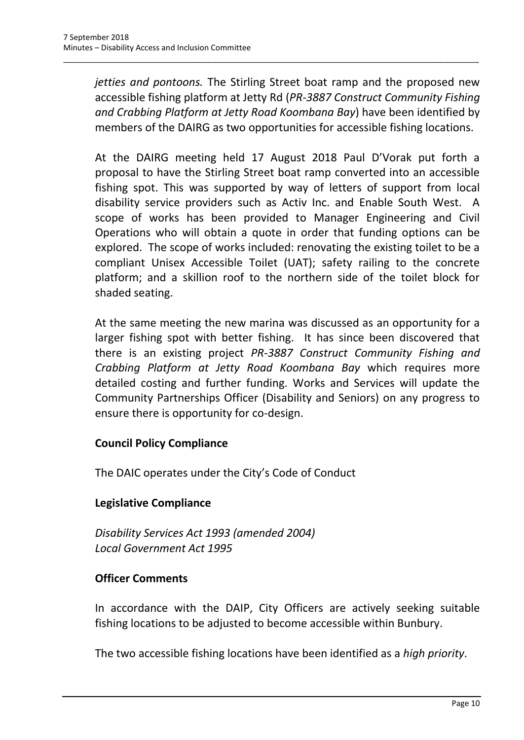*jetties and pontoons.* The Stirling Street boat ramp and the proposed new accessible fishing platform at Jetty Rd (*PR-3887 Construct Community Fishing and Crabbing Platform at Jetty Road Koombana Bay*) have been identified by members of the DAIRG as two opportunities for accessible fishing locations.

At the DAIRG meeting held 17 August 2018 Paul D'Vorak put forth a proposal to have the Stirling Street boat ramp converted into an accessible fishing spot. This was supported by way of letters of support from local disability service providers such as Activ Inc. and Enable South West. A scope of works has been provided to Manager Engineering and Civil Operations who will obtain a quote in order that funding options can be explored. The scope of works included: renovating the existing toilet to be a compliant Unisex Accessible Toilet (UAT); safety railing to the concrete platform; and a skillion roof to the northern side of the toilet block for shaded seating.

At the same meeting the new marina was discussed as an opportunity for a larger fishing spot with better fishing. It has since been discovered that there is an existing project *PR-3887 Construct Community Fishing and Crabbing Platform at Jetty Road Koombana Bay* which requires more detailed costing and further funding. Works and Services will update the Community Partnerships Officer (Disability and Seniors) on any progress to ensure there is opportunity for co-design.

**Council Policy Compliance**

The DAIC operates under the City's Code of Conduct

**Legislative Compliance**

*Disability Services Act 1993 (amended 2004)*
*Local Government Act 1995*

**Officer Comments**

In accordance with the DAIP, City Officers are actively seeking suitable fishing locations to be adjusted to become accessible within Bunbury.

The two accessible fishing locations have been identified as a *high priority*.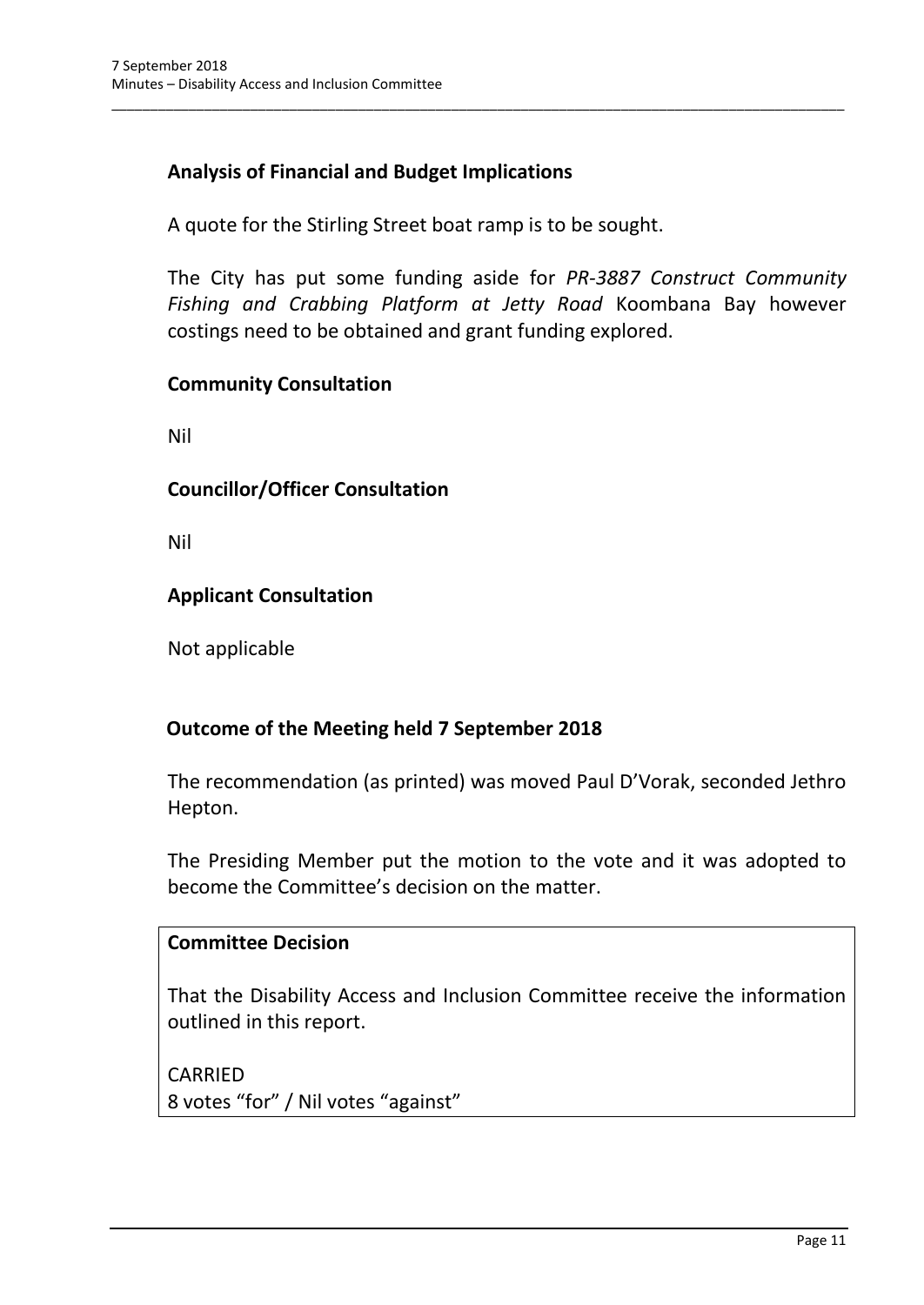### Analysis of Financial and Budget Implications

A quote for the Stirling Street boat ramp is to be sought.

The City has put some funding aside for *PR-3887 Construct Community Fishing and Crabbing Platform at Jetty Road* Koombana Bay however costings need to be obtained and grant funding explored.

### Community Consultation

Nil

### Councillor/Officer Consultation

Nil

### Applicant Consultation

Not applicable

### Outcome of the Meeting held 7 September 2018

The recommendation (as printed) was moved Paul D'Vorak, seconded Jethro Hepton.

The Presiding Member put the motion to the vote and it was adopted to become the Committee's decision on the matter.

**Committee Decision**

That the Disability Access and Inclusion Committee receive the information outlined in this report.

CARRIED
8 votes "for" / Nil votes "against"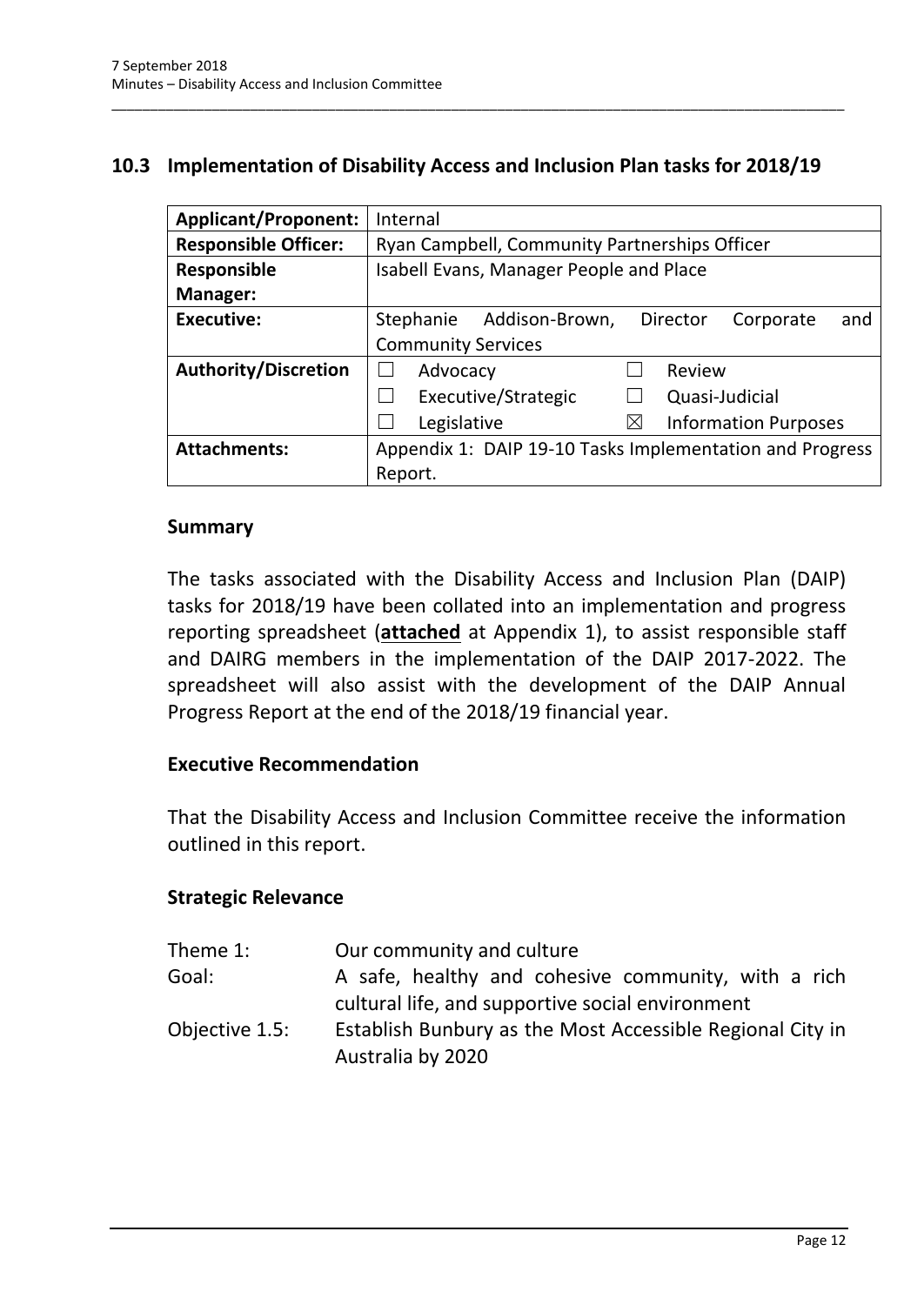## 10.3 Implementation of Disability Access and Inclusion Plan tasks for 2018/19

| **Applicant/Proponent:** | Internal |
|---|---|
| **Responsible Officer:** | Ryan Campbell, Community Partnerships Officer |
| **Responsible Manager:** | Isabell Evans, Manager People and Place |
| **Executive:** | Stephanie Addison-Brown, Director Corporate and Community Services |
| **Authority/Discretion** | ☐ Advocacy ☐ Review<br>☐ Executive/Strategic ☐ Quasi-Judicial<br>☐ Legislative ☒ Information Purposes |
| **Attachments:** | Appendix 1: DAIP 19-10 Tasks Implementation and Progress Report. |

### Summary

The tasks associated with the Disability Access and Inclusion Plan (DAIP) tasks for 2018/19 have been collated into an implementation and progress reporting spreadsheet (**attached** at Appendix 1), to assist responsible staff and DAIRG members in the implementation of the DAIP 2017-2022. The spreadsheet will also assist with the development of the DAIP Annual Progress Report at the end of the 2018/19 financial year.

### Executive Recommendation

That the Disability Access and Inclusion Committee receive the information outlined in this report.

### Strategic Relevance

| | |
|---|---|
| Theme 1: | Our community and culture |
| Goal: | A safe, healthy and cohesive community, with a rich cultural life, and supportive social environment |
| Objective 1.5: | Establish Bunbury as the Most Accessible Regional City in Australia by 2020 |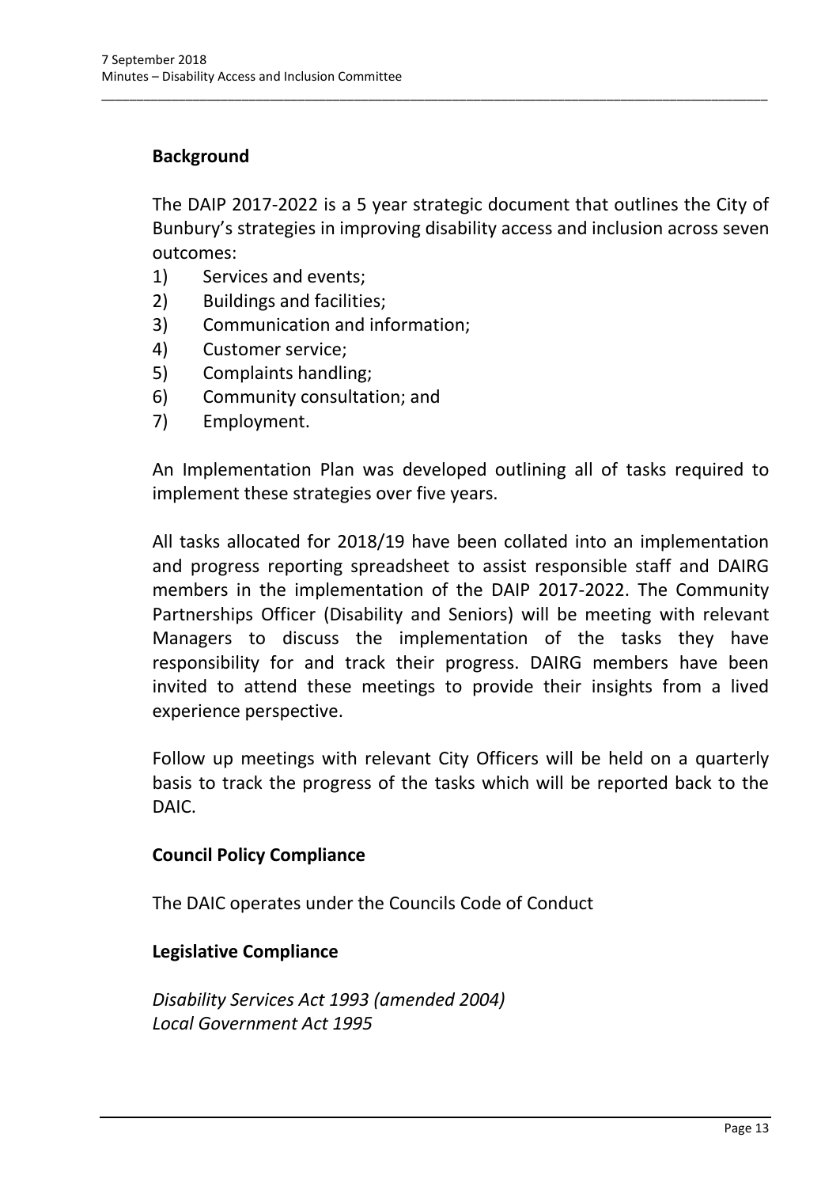**Background**

The DAIP 2017-2022 is a 5 year strategic document that outlines the City of Bunbury's strategies in improving disability access and inclusion across seven outcomes:

1) Services and events;
2) Buildings and facilities;
3) Communication and information;
4) Customer service;
5) Complaints handling;
6) Community consultation; and
7) Employment.

An Implementation Plan was developed outlining all of tasks required to implement these strategies over five years.

All tasks allocated for 2018/19 have been collated into an implementation and progress reporting spreadsheet to assist responsible staff and DAIRG members in the implementation of the DAIP 2017-2022. The Community Partnerships Officer (Disability and Seniors) will be meeting with relevant Managers to discuss the implementation of the tasks they have responsibility for and track their progress. DAIRG members have been invited to attend these meetings to provide their insights from a lived experience perspective.

Follow up meetings with relevant City Officers will be held on a quarterly basis to track the progress of the tasks which will be reported back to the DAIC.

**Council Policy Compliance**

The DAIC operates under the Councils Code of Conduct

**Legislative Compliance**

*Disability Services Act 1993 (amended 2004)*
*Local Government Act 1995*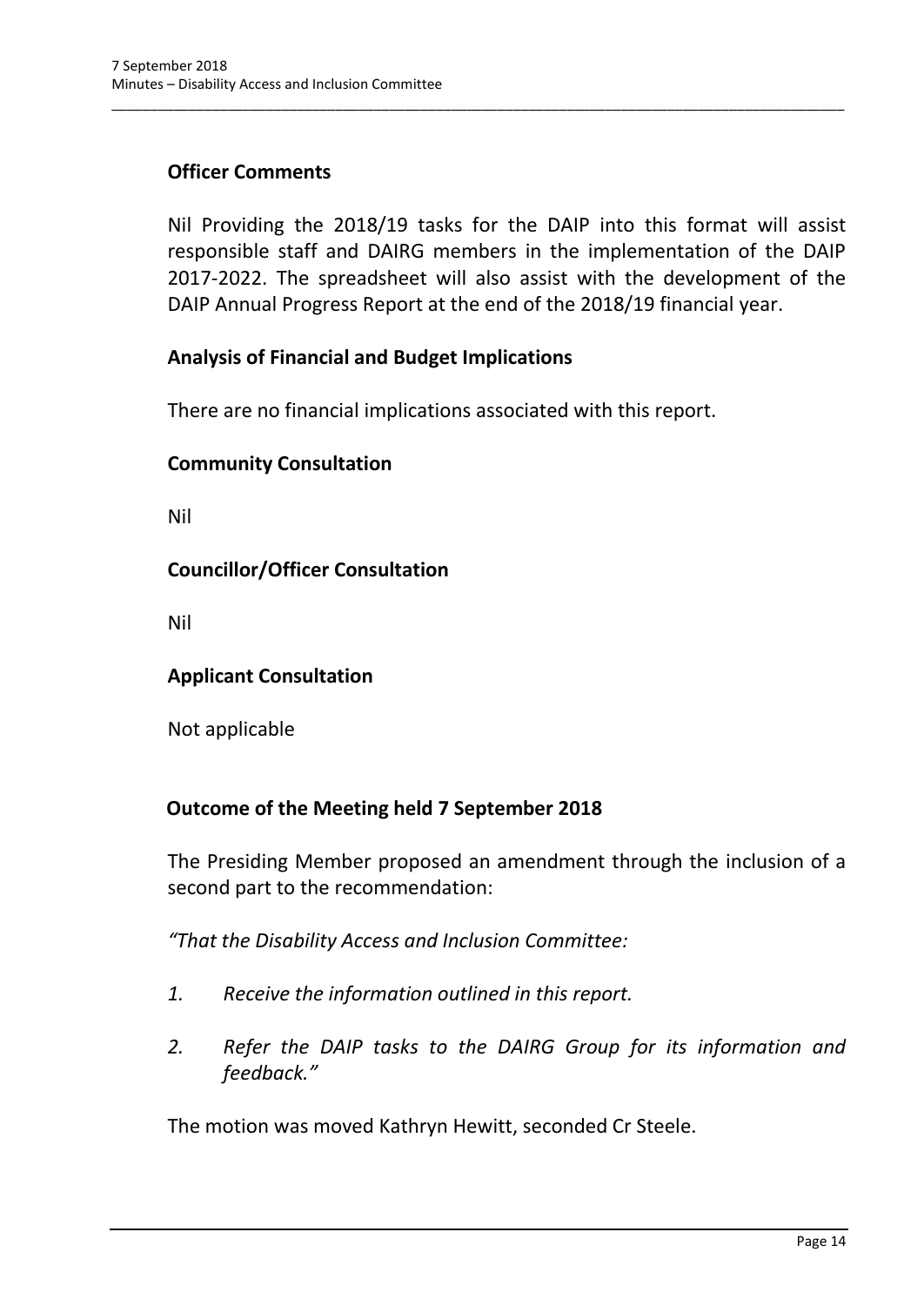### Officer Comments

Nil Providing the 2018/19 tasks for the DAIP into this format will assist responsible staff and DAIRG members in the implementation of the DAIP 2017-2022. The spreadsheet will also assist with the development of the DAIP Annual Progress Report at the end of the 2018/19 financial year.

### Analysis of Financial and Budget Implications

There are no financial implications associated with this report.

### Community Consultation

Nil

### Councillor/Officer Consultation

Nil

### Applicant Consultation

Not applicable

### Outcome of the Meeting held 7 September 2018

The Presiding Member proposed an amendment through the inclusion of a second part to the recommendation:

*"That the Disability Access and Inclusion Committee:*

1. *Receive the information outlined in this report.*
2. *Refer the DAIP tasks to the DAIRG Group for its information and feedback."*

The motion was moved Kathryn Hewitt, seconded Cr Steele.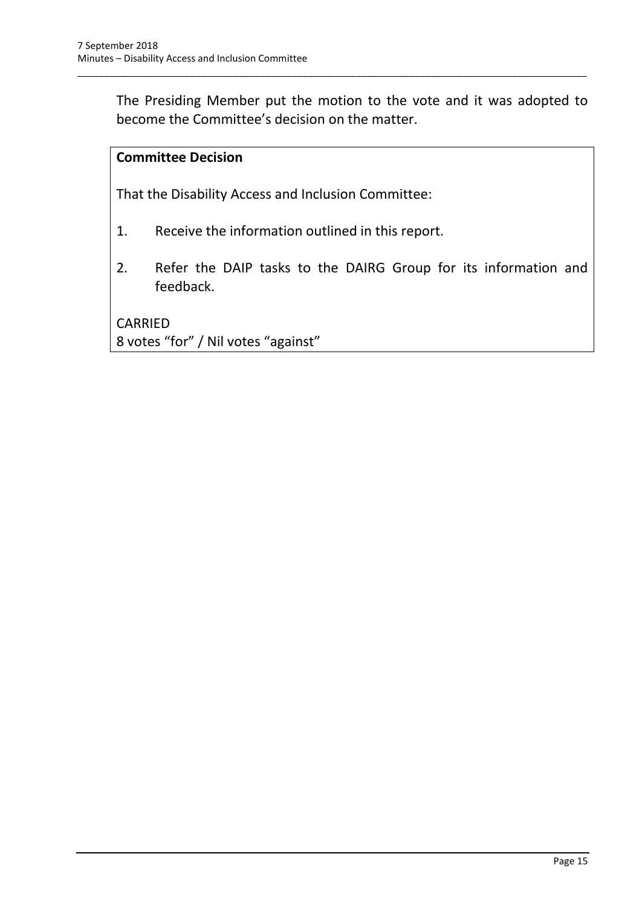The Presiding Member put the motion to the vote and it was adopted to become the Committee's decision on the matter.

**Committee Decision**

That the Disability Access and Inclusion Committee:

1. Receive the information outlined in this report.

2. Refer the DAIP tasks to the DAIRG Group for its information and feedback.

CARRIED
8 votes "for" / Nil votes "against"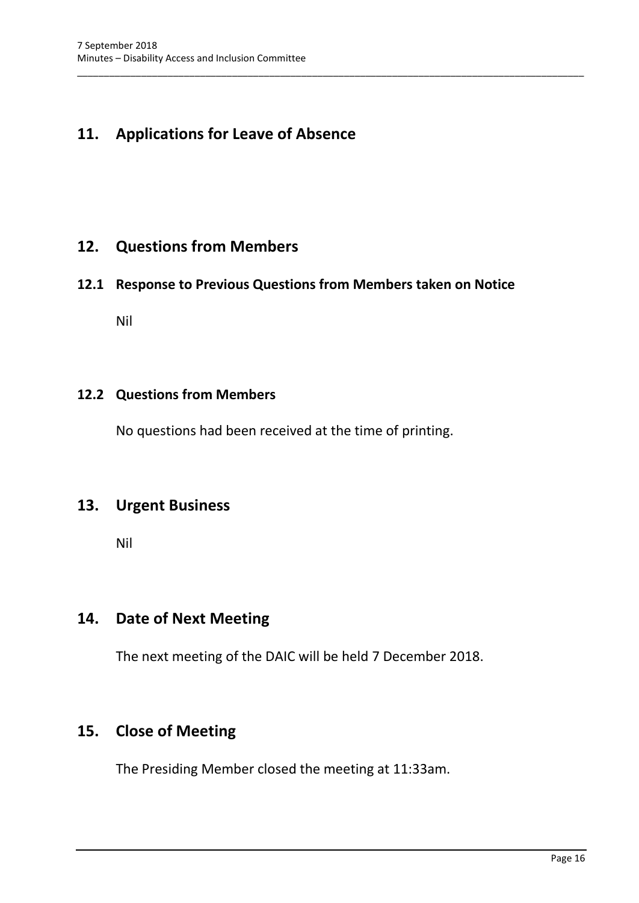## 11. Applications for Leave of Absence

## 12. Questions from Members

### 12.1 Response to Previous Questions from Members taken on Notice

Nil

### 12.2 Questions from Members

No questions had been received at the time of printing.

## 13. Urgent Business

Nil

## 14. Date of Next Meeting

The next meeting of the DAIC will be held 7 December 2018.

## 15. Close of Meeting

The Presiding Member closed the meeting at 11:33am.